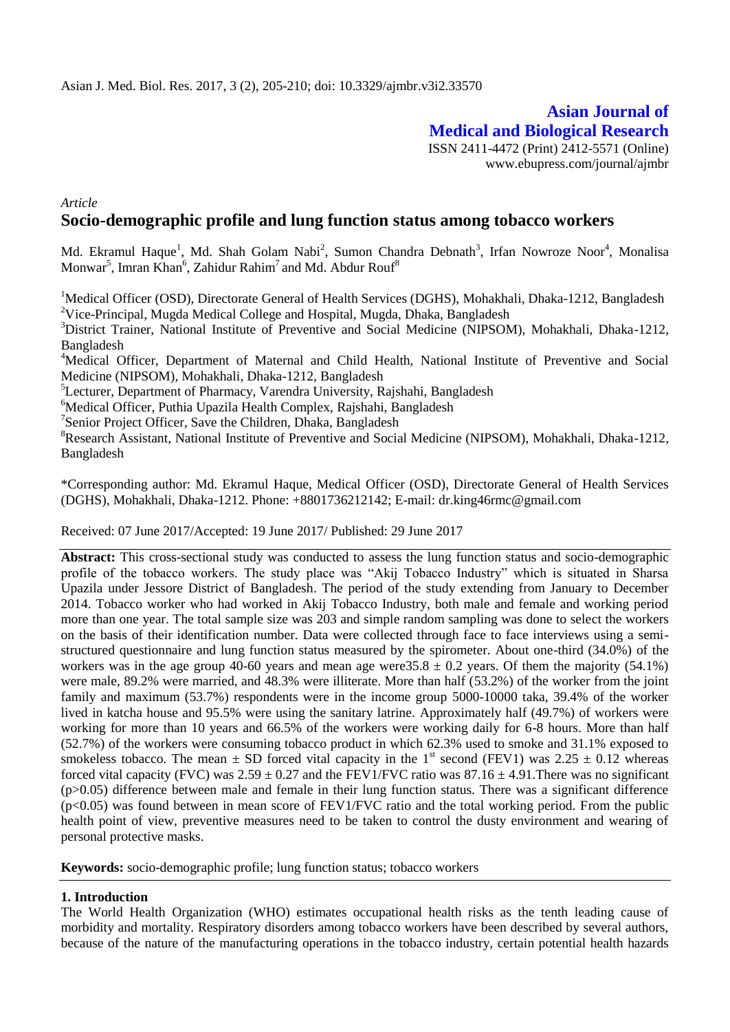Asian J. Med. Biol. Res. 2017, 3 (2), 205-210; doi: 10.3329/ajmbr.v3i2.33570

**Asian Journal of Medical and Biological Research**

ISSN 2411-4472 (Print) 2412-5571 (Online)
www.ebupress.com/journal/ajmbr

*Article*

# Socio-demographic profile and lung function status among tobacco workers

Md. Ekramul Haque[1], Md. Shah Golam Nabi[2], Sumon Chandra Debnath[3], Irfan Nowroze Noor[4], Monalisa Monwar[5], Imran Khan[6], Zahidur Rahim[7] and Md. Abdur Rouf[8]

[1]Medical Officer (OSD), Directorate General of Health Services (DGHS), Mohakhali, Dhaka-1212, Bangladesh
[2]Vice-Principal, Mugda Medical College and Hospital, Mugda, Dhaka, Bangladesh
[3]District Trainer, National Institute of Preventive and Social Medicine (NIPSOM), Mohakhali, Dhaka-1212, Bangladesh
[4]Medical Officer, Department of Maternal and Child Health, National Institute of Preventive and Social Medicine (NIPSOM), Mohakhali, Dhaka-1212, Bangladesh
[5]Lecturer, Department of Pharmacy, Varendra University, Rajshahi, Bangladesh
[6]Medical Officer, Puthia Upazila Health Complex, Rajshahi, Bangladesh
[7]Senior Project Officer, Save the Children, Dhaka, Bangladesh
[8]Research Assistant, National Institute of Preventive and Social Medicine (NIPSOM), Mohakhali, Dhaka-1212, Bangladesh

*Corresponding author: Md. Ekramul Haque, Medical Officer (OSD), Directorate General of Health Services (DGHS), Mohakhali, Dhaka-1212. Phone: +8801736212142; E-mail: dr.king46rmc@gmail.com

Received: 07 June 2017/Accepted: 19 June 2017/ Published: 29 June 2017

**Abstract:** This cross-sectional study was conducted to assess the lung function status and socio-demographic profile of the tobacco workers. The study place was "Akij Tobacco Industry" which is situated in Sharsa Upazila under Jessore District of Bangladesh. The period of the study extending from January to December 2014. Tobacco worker who had worked in Akij Tobacco Industry, both male and female and working period more than one year. The total sample size was 203 and simple random sampling was done to select the workers on the basis of their identification number. Data were collected through face to face interviews using a semi-structured questionnaire and lung function status measured by the spirometer. About one-third (34.0%) of the workers was in the age group 40-60 years and mean age were35.8 ± 0.2 years. Of them the majority (54.1%) were male, 89.2% were married, and 48.3% were illiterate. More than half (53.2%) of the worker from the joint family and maximum (53.7%) respondents were in the income group 5000-10000 taka, 39.4% of the worker lived in katcha house and 95.5% were using the sanitary latrine. Approximately half (49.7%) of workers were working for more than 10 years and 66.5% of the workers were working daily for 6-8 hours. More than half (52.7%) of the workers were consuming tobacco product in which 62.3% used to smoke and 31.1% exposed to smokeless tobacco. The mean ± SD forced vital capacity in the 1[st] second (FEV1) was 2.25 ± 0.12 whereas forced vital capacity (FVC) was 2.59 ± 0.27 and the FEV1/FVC ratio was 87.16 ± 4.91.There was no significant ($p>0.05$) difference between male and female in their lung function status. There was a significant difference ($p<0.05$) was found between in mean score of FEV1/FVC ratio and the total working period. From the public health point of view, preventive measures need to be taken to control the dusty environment and wearing of personal protective masks.

**Keywords:** socio-demographic profile; lung function status; tobacco workers

## 1. Introduction

The World Health Organization (WHO) estimates occupational health risks as the tenth leading cause of morbidity and mortality. Respiratory disorders among tobacco workers have been described by several authors, because of the nature of the manufacturing operations in the tobacco industry, certain potential health hazards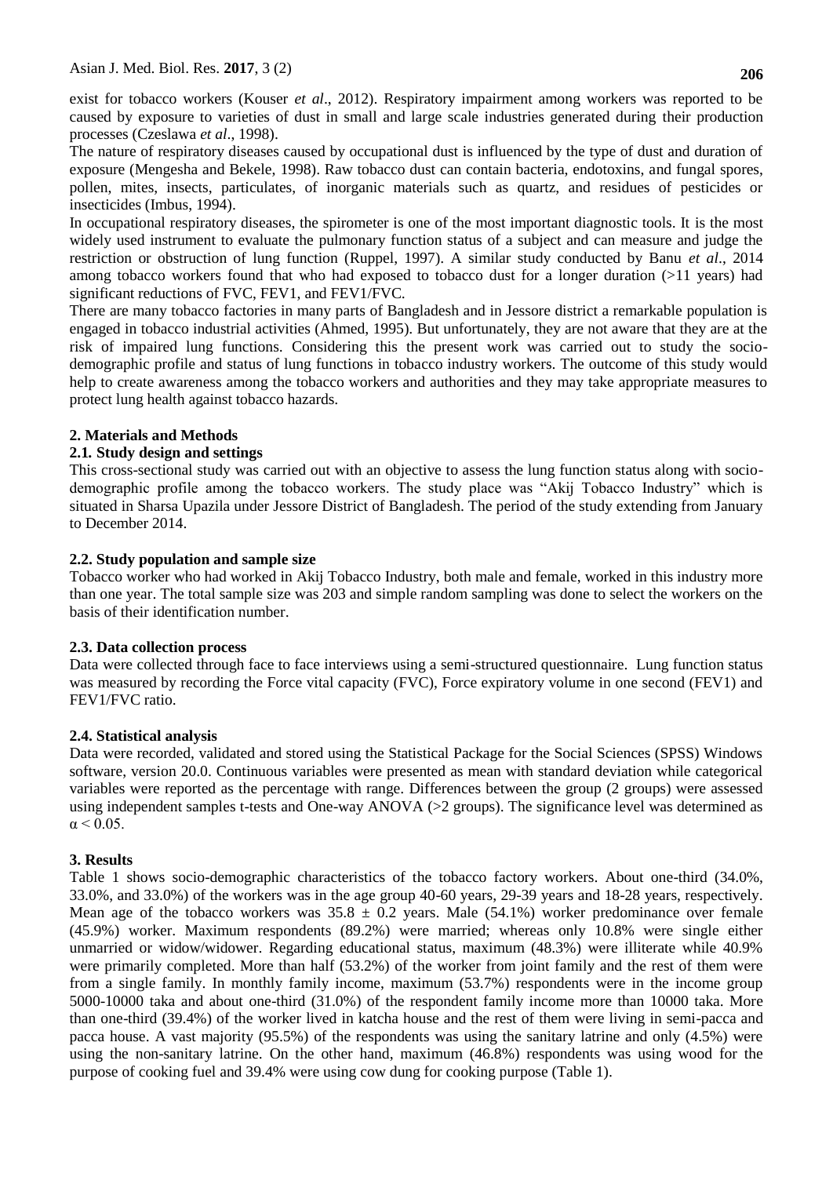exist for tobacco workers (Kouser *et al*., 2012). Respiratory impairment among workers was reported to be caused by exposure to varieties of dust in small and large scale industries generated during their production processes (Czeslawa *et al*., 1998).

The nature of respiratory diseases caused by occupational dust is influenced by the type of dust and duration of exposure (Mengesha and Bekele, 1998). Raw tobacco dust can contain bacteria, endotoxins, and fungal spores, pollen, mites, insects, particulates, of inorganic materials such as quartz, and residues of pesticides or insecticides (Imbus, 1994).

In occupational respiratory diseases, the spirometer is one of the most important diagnostic tools. It is the most widely used instrument to evaluate the pulmonary function status of a subject and can measure and judge the restriction or obstruction of lung function (Ruppel, 1997). A similar study conducted by Banu *et al*., 2014 among tobacco workers found that who had exposed to tobacco dust for a longer duration (>11 years) had significant reductions of FVC, FEV1, and FEV1/FVC.

There are many tobacco factories in many parts of Bangladesh and in Jessore district a remarkable population is engaged in tobacco industrial activities (Ahmed, 1995). But unfortunately, they are not aware that they are at the risk of impaired lung functions. Considering this the present work was carried out to study the socio-demographic profile and status of lung functions in tobacco industry workers. The outcome of this study would help to create awareness among the tobacco workers and authorities and they may take appropriate measures to protect lung health against tobacco hazards.

## 2. Materials and Methods

### 2.1. Study design and settings

This cross-sectional study was carried out with an objective to assess the lung function status along with socio-demographic profile among the tobacco workers. The study place was "Akij Tobacco Industry" which is situated in Sharsa Upazila under Jessore District of Bangladesh. The period of the study extending from January to December 2014.

### 2.2. Study population and sample size

Tobacco worker who had worked in Akij Tobacco Industry, both male and female, worked in this industry more than one year. The total sample size was 203 and simple random sampling was done to select the workers on the basis of their identification number.

### 2.3. Data collection process

Data were collected through face to face interviews using a semi-structured questionnaire. Lung function status was measured by recording the Force vital capacity (FVC), Force expiratory volume in one second (FEV1) and FEV1/FVC ratio.

### 2.4. Statistical analysis

Data were recorded, validated and stored using the Statistical Package for the Social Sciences (SPSS) Windows software, version 20.0. Continuous variables were presented as mean with standard deviation while categorical variables were reported as the percentage with range. Differences between the group (2 groups) were assessed using independent samples t-tests and One-way ANOVA (>2 groups). The significance level was determined as $\alpha < 0.05$.

## 3. Results

Table 1 shows socio-demographic characteristics of the tobacco factory workers. About one-third (34.0%, 33.0%, and 33.0%) of the workers was in the age group 40-60 years, 29-39 years and 18-28 years, respectively. Mean age of the tobacco workers was $35.8 \pm 0.2$ years. Male (54.1%) worker predominance over female (45.9%) worker. Maximum respondents (89.2%) were married; whereas only 10.8% were single either unmarried or widow/widower. Regarding educational status, maximum (48.3%) were illiterate while 40.9% were primarily completed. More than half (53.2%) of the worker from joint family and the rest of them were from a single family. In monthly family income, maximum (53.7%) respondents were in the income group 5000-10000 taka and about one-third (31.0%) of the respondent family income more than 10000 taka. More than one-third (39.4%) of the worker lived in katcha house and the rest of them were living in semi-pacca and pacca house. A vast majority (95.5%) of the respondents was using the sanitary latrine and only (4.5%) were using the non-sanitary latrine. On the other hand, maximum (46.8%) respondents was using wood for the purpose of cooking fuel and 39.4% were using cow dung for cooking purpose (Table 1).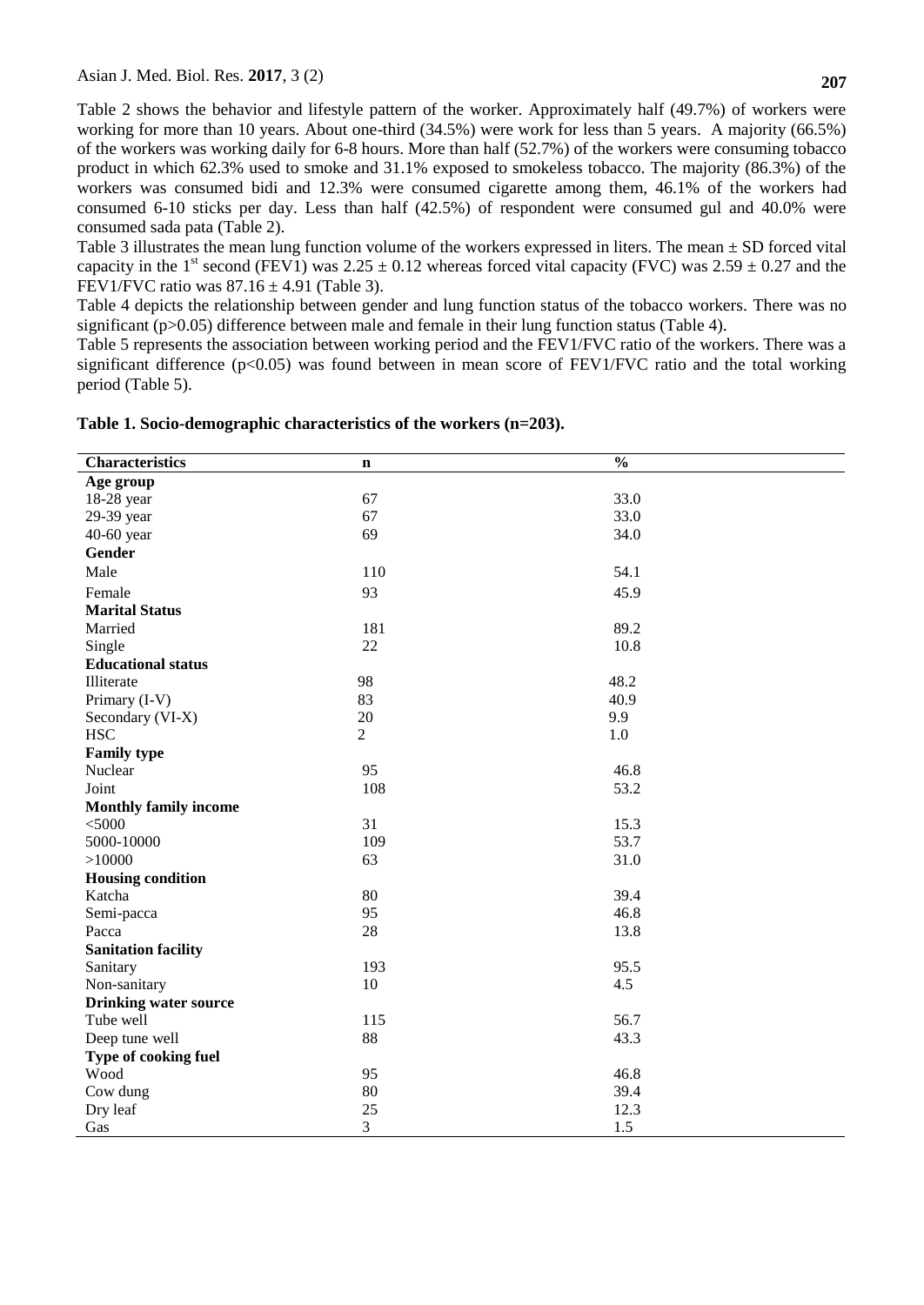Table 2 shows the behavior and lifestyle pattern of the worker. Approximately half (49.7%) of workers were working for more than 10 years. About one-third (34.5%) were work for less than 5 years. A majority (66.5%) of the workers was working daily for 6-8 hours. More than half (52.7%) of the workers were consuming tobacco product in which 62.3% used to smoke and 31.1% exposed to smokeless tobacco. The majority (86.3%) of the workers was consumed bidi and 12.3% were consumed cigarette among them, 46.1% of the workers had consumed 6-10 sticks per day. Less than half (42.5%) of respondent were consumed gul and 40.0% were consumed sada pata (Table 2).

Table 3 illustrates the mean lung function volume of the workers expressed in liters. The mean ± SD forced vital capacity in the 1st second (FEV1) was 2.25 ± 0.12 whereas forced vital capacity (FVC) was 2.59 ± 0.27 and the FEV1/FVC ratio was 87.16 ± 4.91 (Table 3).

Table 4 depicts the relationship between gender and lung function status of the tobacco workers. There was no significant ($p>0.05$) difference between male and female in their lung function status (Table 4).

Table 5 represents the association between working period and the FEV1/FVC ratio of the workers. There was a significant difference ($p<0.05$) was found between in mean score of FEV1/FVC ratio and the total working period (Table 5).

**Table 1. Socio-demographic characteristics of the workers (n=203).**

| Characteristics | n | % |
|---|---|---|
| **Age group** | | |
| 18-28 year | 67 | 33.0 |
| 29-39 year | 67 | 33.0 |
| 40-60 year | 69 | 34.0 |
| **Gender** | | |
| Male | 110 | 54.1 |
| Female | 93 | 45.9 |
| **Marital Status** | | |
| Married | 181 | 89.2 |
| Single | 22 | 10.8 |
| **Educational status** | | |
| Illiterate | 98 | 48.2 |
| Primary (I-V) | 83 | 40.9 |
| Secondary (VI-X) | 20 | 9.9 |
| HSC | 2 | 1.0 |
| **Family type** | | |
| Nuclear | 95 | 46.8 |
| Joint | 108 | 53.2 |
| **Monthly family income** | | |
| <5000 | 31 | 15.3 |
| 5000-10000 | 109 | 53.7 |
| >10000 | 63 | 31.0 |
| **Housing condition** | | |
| Katcha | 80 | 39.4 |
| Semi-pacca | 95 | 46.8 |
| Pacca | 28 | 13.8 |
| **Sanitation facility** | | |
| Sanitary | 193 | 95.5 |
| Non-sanitary | 10 | 4.5 |
| **Drinking water source** | | |
| Tube well | 115 | 56.7 |
| Deep tune well | 88 | 43.3 |
| **Type of cooking fuel** | | |
| Wood | 95 | 46.8 |
| Cow dung | 80 | 39.4 |
| Dry leaf | 25 | 12.3 |
| Gas | 3 | 1.5 |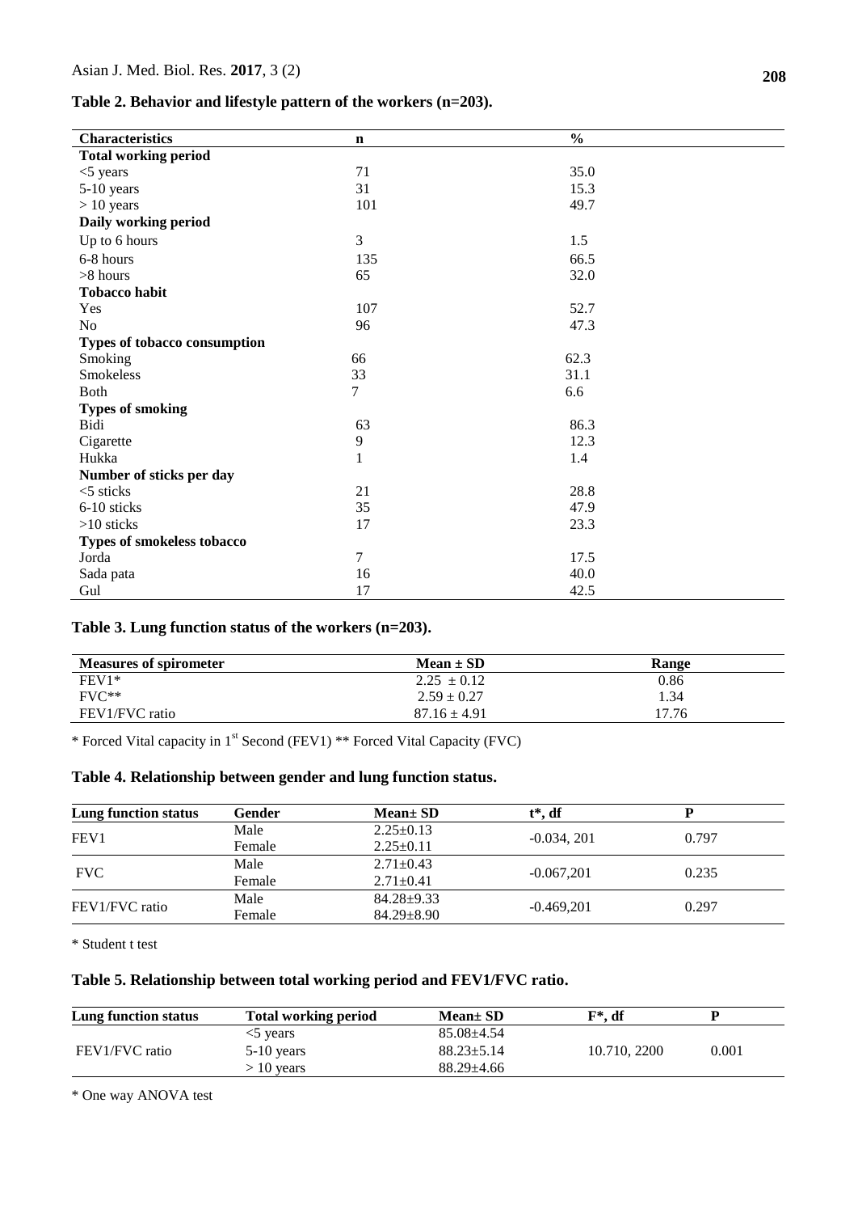**Table 2. Behavior and lifestyle pattern of the workers (n=203).**

| Characteristics | n | % |
|---|---|---|
| **Total working period** | | |
| <5 years | 71 | 35.0 |
| 5-10 years | 31 | 15.3 |
| > 10 years | 101 | 49.7 |
| **Daily working period** | | |
| Up to 6 hours | 3 | 1.5 |
| 6-8 hours | 135 | 66.5 |
| >8 hours | 65 | 32.0 |
| **Tobacco habit** | | |
| Yes | 107 | 52.7 |
| No | 96 | 47.3 |
| **Types of tobacco consumption** | | |
| Smoking | 66 | 62.3 |
| Smokeless | 33 | 31.1 |
| Both | 7 | 6.6 |
| **Types of smoking** | | |
| Bidi | 63 | 86.3 |
| Cigarette | 9 | 12.3 |
| Hukka | 1 | 1.4 |
| **Number of sticks per day** | | |
| <5 sticks | 21 | 28.8 |
| 6-10 sticks | 35 | 47.9 |
| >10 sticks | 17 | 23.3 |
| **Types of smokeless tobacco** | | |
| Jorda | 7 | 17.5 |
| Sada pata | 16 | 40.0 |
| Gul | 17 | 42.5 |

**Table 3. Lung function status of the workers (n=203).**

| Measures of spirometer | Mean ± SD | Range |
|---|---|---|
| FEV1* | 2.25 ± 0.12 | 0.86 |
| FVC** | 2.59 ± 0.27 | 1.34 |
| FEV1/FVC ratio | 87.16 ± 4.91 | 17.76 |

* Forced Vital capacity in 1st Second (FEV1) ** Forced Vital Capacity (FVC)

**Table 4. Relationship between gender and lung function status.**

| Lung function status | Gender | Mean± SD | t*, df | P |
|---|---|---|---|---|
| FEV1 | Male | 2.25±0.13 | -0.034, 201 | 0.797 |
| | Female | 2.25±0.11 | | |
| FVC | Male | 2.71±0.43 | -0.067,201 | 0.235 |
| | Female | 2.71±0.41 | | |
| FEV1/FVC ratio | Male | 84.28±9.33 | -0.469,201 | 0.297 |
| | Female | 84.29±8.90 | | |

* Student t test

**Table 5. Relationship between total working period and FEV1/FVC ratio.**

| Lung function status | Total working period | Mean± SD | F*, df | P |
|---|---|---|---|---|
| FEV1/FVC ratio | <5 years | 85.08±4.54 | 10.710, 2200 | 0.001 |
| | 5-10 years | 88.23±5.14 | | |
| | > 10 years | 88.29±4.66 | | |

* One way ANOVA test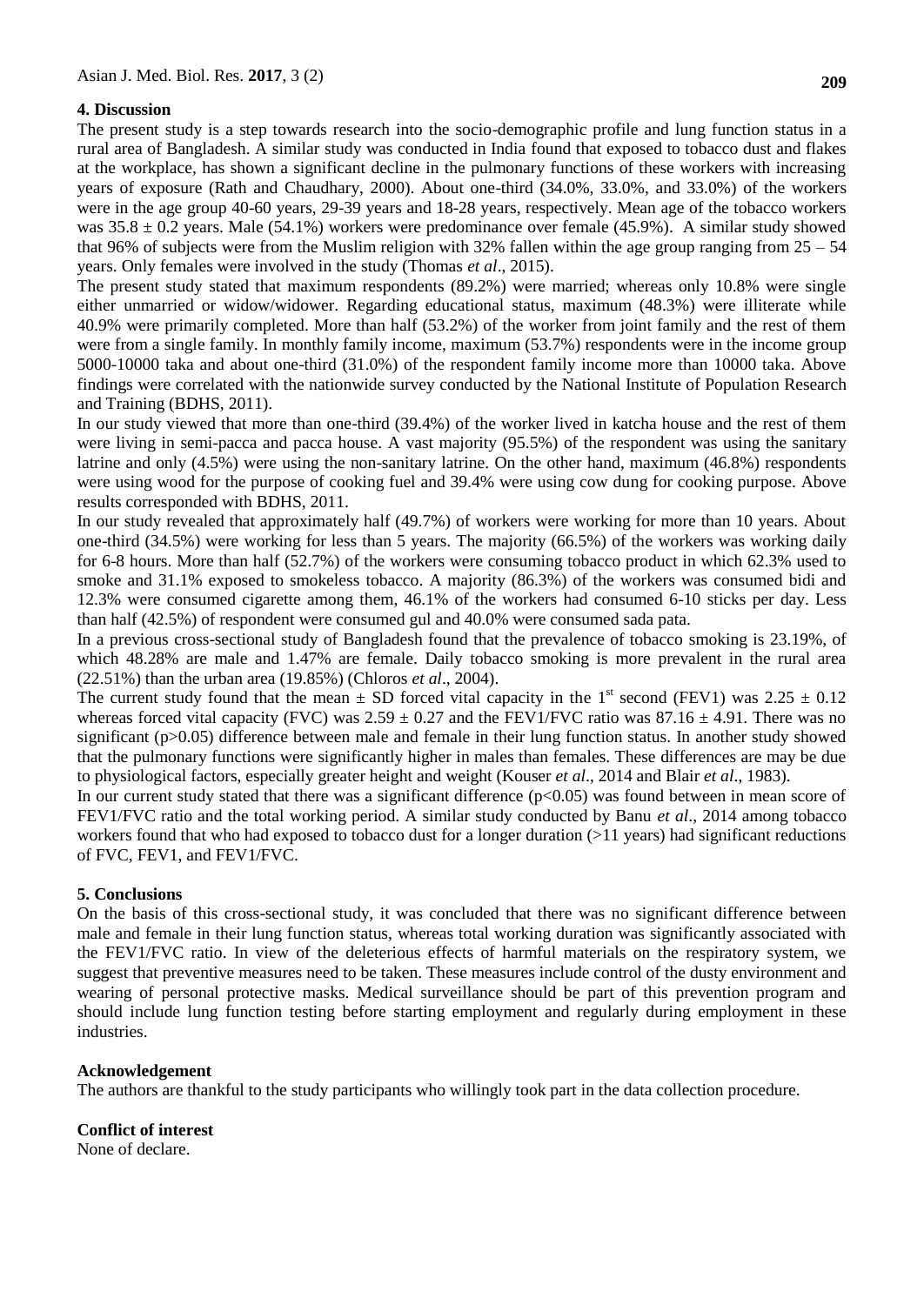## 4. Discussion

The present study is a step towards research into the socio-demographic profile and lung function status in a rural area of Bangladesh. A similar study was conducted in India found that exposed to tobacco dust and flakes at the workplace, has shown a significant decline in the pulmonary functions of these workers with increasing years of exposure (Rath and Chaudhary, 2000). About one-third (34.0%, 33.0%, and 33.0%) of the workers were in the age group 40-60 years, 29-39 years and 18-28 years, respectively. Mean age of the tobacco workers was $35.8 \pm 0.2$ years. Male (54.1%) workers were predominance over female (45.9%). A similar study showed that 96% of subjects were from the Muslim religion with 32% fallen within the age group ranging from 25 – 54 years. Only females were involved in the study (Thomas *et al*., 2015).

The present study stated that maximum respondents (89.2%) were married; whereas only 10.8% were single either unmarried or widow/widower. Regarding educational status, maximum (48.3%) were illiterate while 40.9% were primarily completed. More than half (53.2%) of the worker from joint family and the rest of them were from a single family. In monthly family income, maximum (53.7%) respondents were in the income group 5000-10000 taka and about one-third (31.0%) of the respondent family income more than 10000 taka. Above findings were correlated with the nationwide survey conducted by the National Institute of Population Research and Training (BDHS, 2011).

In our study viewed that more than one-third (39.4%) of the worker lived in katcha house and the rest of them were living in semi-pacca and pacca house. A vast majority (95.5%) of the respondent was using the sanitary latrine and only (4.5%) were using the non-sanitary latrine. On the other hand, maximum (46.8%) respondents were using wood for the purpose of cooking fuel and 39.4% were using cow dung for cooking purpose. Above results corresponded with BDHS, 2011.

In our study revealed that approximately half (49.7%) of workers were working for more than 10 years. About one-third (34.5%) were working for less than 5 years. The majority (66.5%) of the workers was working daily for 6-8 hours. More than half (52.7%) of the workers were consuming tobacco product in which 62.3% used to smoke and 31.1% exposed to smokeless tobacco. A majority (86.3%) of the workers was consumed bidi and 12.3% were consumed cigarette among them, 46.1% of the workers had consumed 6-10 sticks per day. Less than half (42.5%) of respondent were consumed gul and 40.0% were consumed sada pata.

In a previous cross-sectional study of Bangladesh found that the prevalence of tobacco smoking is 23.19%, of which 48.28% are male and 1.47% are female. Daily tobacco smoking is more prevalent in the rural area (22.51%) than the urban area (19.85%) (Chloros *et al*., 2004).

The current study found that the mean ± SD forced vital capacity in the 1[st] second (FEV1) was $2.25 \pm 0.12$ whereas forced vital capacity (FVC) was $2.59 \pm 0.27$ and the FEV1/FVC ratio was $87.16 \pm 4.91$. There was no significant ($p>0.05$) difference between male and female in their lung function status. In another study showed that the pulmonary functions were significantly higher in males than females. These differences are may be due to physiological factors, especially greater height and weight (Kouser *et al*., 2014 and Blair *et al*., 1983).

In our current study stated that there was a significant difference ($p<0.05$) was found between in mean score of FEV1/FVC ratio and the total working period. A similar study conducted by Banu *et al*., 2014 among tobacco workers found that who had exposed to tobacco dust for a longer duration (>11 years) had significant reductions of FVC, FEV1, and FEV1/FVC.

## 5. Conclusions

On the basis of this cross-sectional study, it was concluded that there was no significant difference between male and female in their lung function status, whereas total working duration was significantly associated with the FEV1/FVC ratio. In view of the deleterious effects of harmful materials on the respiratory system, we suggest that preventive measures need to be taken. These measures include control of the dusty environment and wearing of personal protective masks. Medical surveillance should be part of this prevention program and should include lung function testing before starting employment and regularly during employment in these industries.

## Acknowledgement

The authors are thankful to the study participants who willingly took part in the data collection procedure.

## Conflict of interest

None of declare.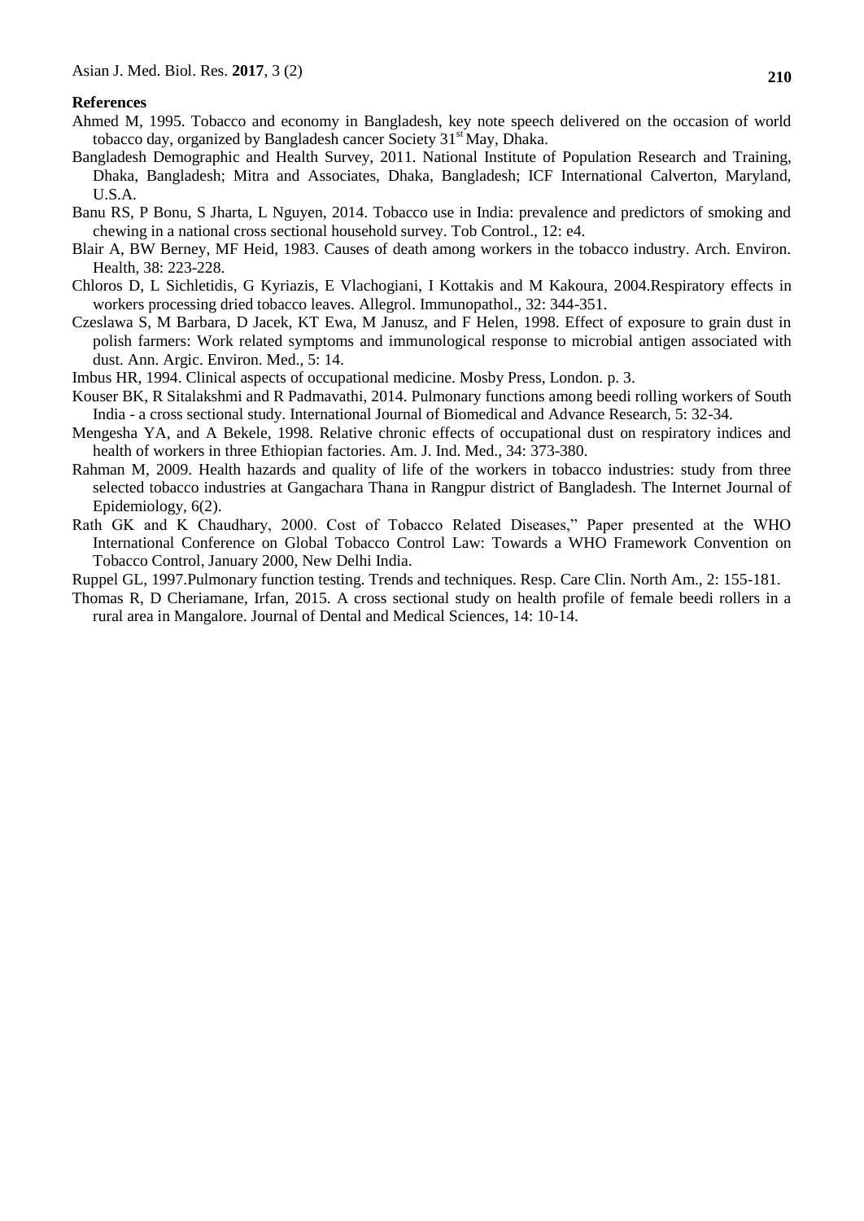**References**

Ahmed M, 1995. Tobacco and economy in Bangladesh, key note speech delivered on the occasion of world tobacco day, organized by Bangladesh cancer Society 31st May, Dhaka.

Bangladesh Demographic and Health Survey, 2011. National Institute of Population Research and Training, Dhaka, Bangladesh; Mitra and Associates, Dhaka, Bangladesh; ICF International Calverton, Maryland, U.S.A.

Banu RS, P Bonu, S Jharta, L Nguyen, 2014. Tobacco use in India: prevalence and predictors of smoking and chewing in a national cross sectional household survey. Tob Control., 12: e4.

Blair A, BW Berney, MF Heid, 1983. Causes of death among workers in the tobacco industry. Arch. Environ. Health, 38: 223-228.

Chloros D, L Sichletidis, G Kyriazis, E Vlachogiani, I Kottakis and M Kakoura, 2004.Respiratory effects in workers processing dried tobacco leaves. Allegrol. Immunopathol., 32: 344-351.

Czeslawa S, M Barbara, D Jacek, KT Ewa, M Janusz, and F Helen, 1998. Effect of exposure to grain dust in polish farmers: Work related symptoms and immunological response to microbial antigen associated with dust. Ann. Argic. Environ. Med., 5: 14.

Imbus HR, 1994. Clinical aspects of occupational medicine. Mosby Press, London. p. 3.

Kouser BK, R Sitalakshmi and R Padmavathi, 2014. Pulmonary functions among beedi rolling workers of South India - a cross sectional study. International Journal of Biomedical and Advance Research, 5: 32-34.

Mengesha YA, and A Bekele, 1998. Relative chronic effects of occupational dust on respiratory indices and health of workers in three Ethiopian factories. Am. J. Ind. Med., 34: 373-380.

Rahman M, 2009. Health hazards and quality of life of the workers in tobacco industries: study from three selected tobacco industries at Gangachara Thana in Rangpur district of Bangladesh. The Internet Journal of Epidemiology, 6(2).

Rath GK and K Chaudhary, 2000. Cost of Tobacco Related Diseases," Paper presented at the WHO International Conference on Global Tobacco Control Law: Towards a WHO Framework Convention on Tobacco Control, January 2000, New Delhi India.

Ruppel GL, 1997.Pulmonary function testing. Trends and techniques. Resp. Care Clin. North Am., 2: 155-181.

Thomas R, D Cheriamane, Irfan, 2015. A cross sectional study on health profile of female beedi rollers in a rural area in Mangalore. Journal of Dental and Medical Sciences, 14: 10-14.